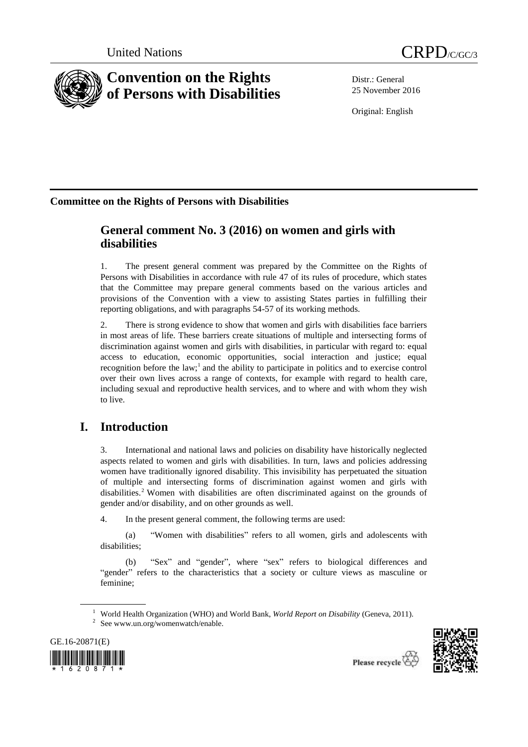United Nations

CRPD/C/GC/3

# Convention on the Rights of Persons with Disabilities

Distr.: General
25 November 2016

Original: English

**Committee on the Rights of Persons with Disabilities**

## General comment No. 3 (2016) on women and girls with disabilities

1. The present general comment was prepared by the Committee on the Rights of Persons with Disabilities in accordance with rule 47 of its rules of procedure, which states that the Committee may prepare general comments based on the various articles and provisions of the Convention with a view to assisting States parties in fulfilling their reporting obligations, and with paragraphs 54-57 of its working methods.

2. There is strong evidence to show that women and girls with disabilities face barriers in most areas of life. These barriers create situations of multiple and intersecting forms of discrimination against women and girls with disabilities, in particular with regard to: equal access to education, economic opportunities, social interaction and justice; equal recognition before the law;[1] and the ability to participate in politics and to exercise control over their own lives across a range of contexts, for example with regard to health care, including sexual and reproductive health services, and to where and with whom they wish to live.

## I. Introduction

3. International and national laws and policies on disability have historically neglected aspects related to women and girls with disabilities. In turn, laws and policies addressing women have traditionally ignored disability. This invisibility has perpetuated the situation of multiple and intersecting forms of discrimination against women and girls with disabilities.[2] Women with disabilities are often discriminated against on the grounds of gender and/or disability, and on other grounds as well.

4. In the present general comment, the following terms are used:

(a) "Women with disabilities" refers to all women, girls and adolescents with disabilities;

(b) "Sex" and "gender", where "sex" refers to biological differences and "gender" refers to the characteristics that a society or culture views as masculine or feminine;

---

[1] World Health Organization (WHO) and World Bank, *World Report on Disability* (Geneva, 2011).

[2] See www.un.org/womenwatch/enable.

GE.16-20871(E)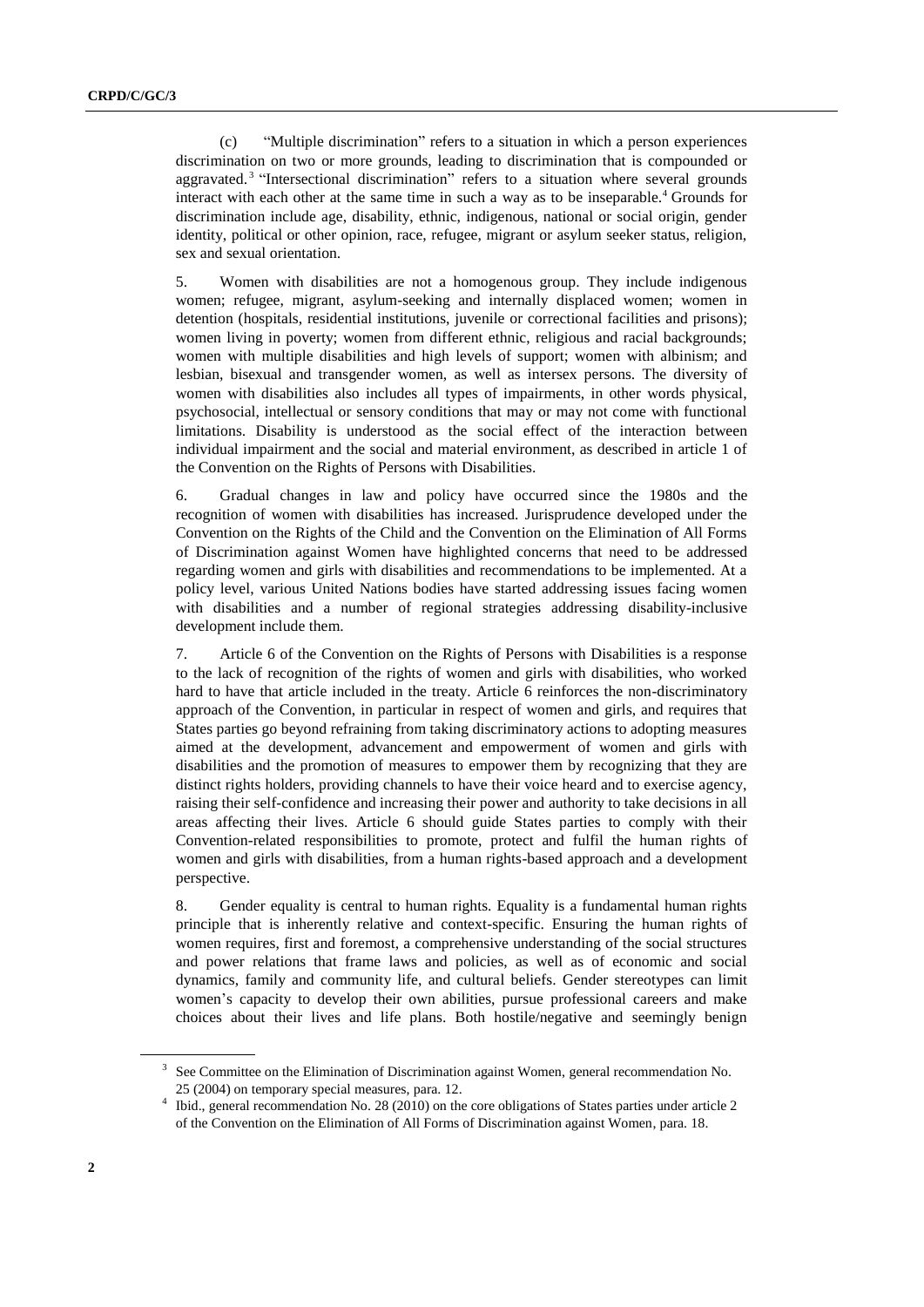(c) "Multiple discrimination" refers to a situation in which a person experiences discrimination on two or more grounds, leading to discrimination that is compounded or aggravated.[3] "Intersectional discrimination" refers to a situation where several grounds interact with each other at the same time in such a way as to be inseparable.[4] Grounds for discrimination include age, disability, ethnic, indigenous, national or social origin, gender identity, political or other opinion, race, refugee, migrant or asylum seeker status, religion, sex and sexual orientation.

5. Women with disabilities are not a homogenous group. They include indigenous women; refugee, migrant, asylum-seeking and internally displaced women; women in detention (hospitals, residential institutions, juvenile or correctional facilities and prisons); women living in poverty; women from different ethnic, religious and racial backgrounds; women with multiple disabilities and high levels of support; women with albinism; and lesbian, bisexual and transgender women, as well as intersex persons. The diversity of women with disabilities also includes all types of impairments, in other words physical, psychosocial, intellectual or sensory conditions that may or may not come with functional limitations. Disability is understood as the social effect of the interaction between individual impairment and the social and material environment, as described in article 1 of the Convention on the Rights of Persons with Disabilities.

6. Gradual changes in law and policy have occurred since the 1980s and the recognition of women with disabilities has increased. Jurisprudence developed under the Convention on the Rights of the Child and the Convention on the Elimination of All Forms of Discrimination against Women have highlighted concerns that need to be addressed regarding women and girls with disabilities and recommendations to be implemented. At a policy level, various United Nations bodies have started addressing issues facing women with disabilities and a number of regional strategies addressing disability-inclusive development include them.

7. Article 6 of the Convention on the Rights of Persons with Disabilities is a response to the lack of recognition of the rights of women and girls with disabilities, who worked hard to have that article included in the treaty. Article 6 reinforces the non-discriminatory approach of the Convention, in particular in respect of women and girls, and requires that States parties go beyond refraining from taking discriminatory actions to adopting measures aimed at the development, advancement and empowerment of women and girls with disabilities and the promotion of measures to empower them by recognizing that they are distinct rights holders, providing channels to have their voice heard and to exercise agency, raising their self-confidence and increasing their power and authority to take decisions in all areas affecting their lives. Article 6 should guide States parties to comply with their Convention-related responsibilities to promote, protect and fulfil the human rights of women and girls with disabilities, from a human rights-based approach and a development perspective.

8. Gender equality is central to human rights. Equality is a fundamental human rights principle that is inherently relative and context-specific. Ensuring the human rights of women requires, first and foremost, a comprehensive understanding of the social structures and power relations that frame laws and policies, as well as of economic and social dynamics, family and community life, and cultural beliefs. Gender stereotypes can limit women's capacity to develop their own abilities, pursue professional careers and make choices about their lives and life plans. Both hostile/negative and seemingly benign

---

[3] See Committee on the Elimination of Discrimination against Women, general recommendation No. 25 (2004) on temporary special measures, para. 12.

[4] Ibid., general recommendation No. 28 (2010) on the core obligations of States parties under article 2 of the Convention on the Elimination of All Forms of Discrimination against Women, para. 18.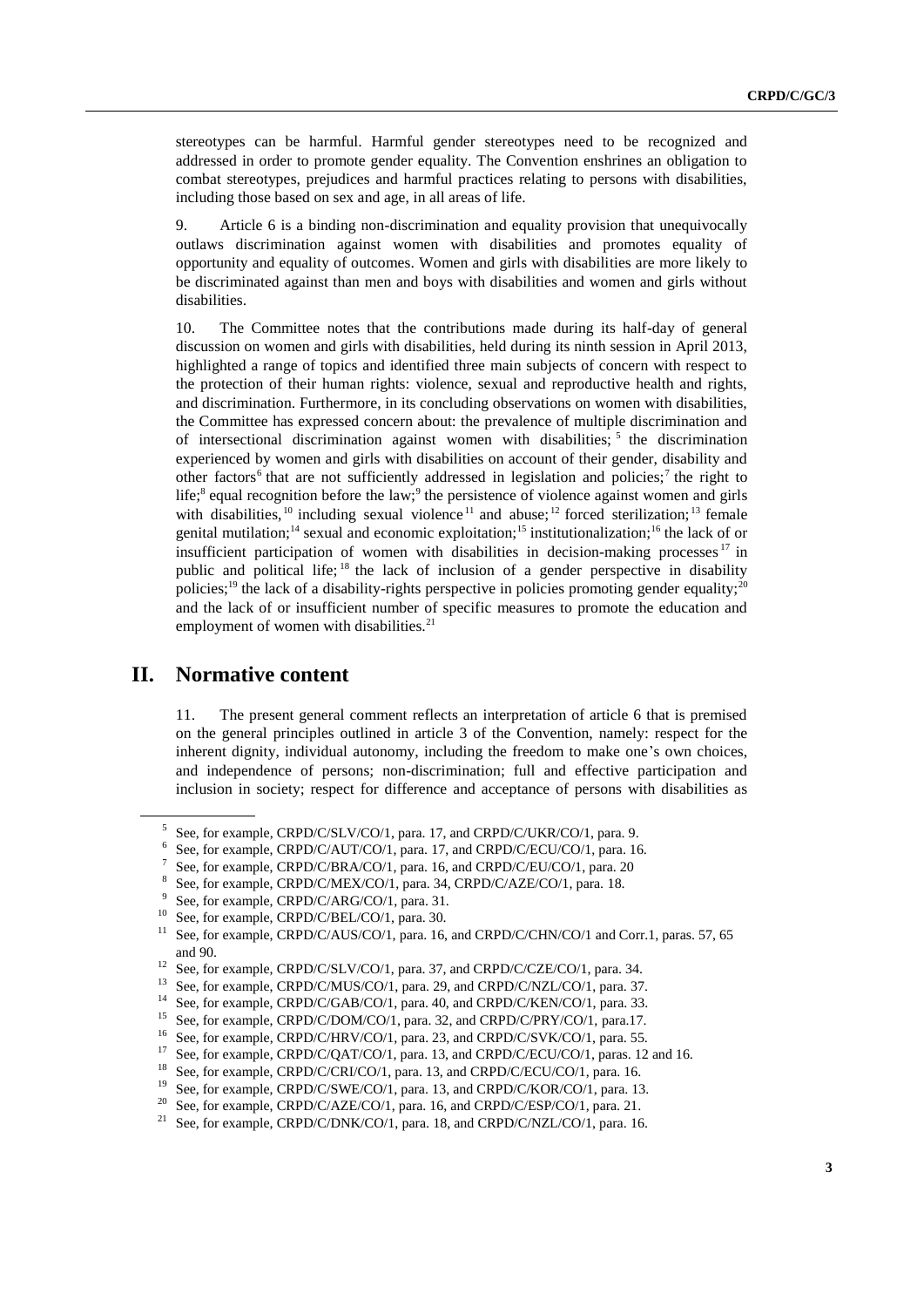stereotypes can be harmful. Harmful gender stereotypes need to be recognized and addressed in order to promote gender equality. The Convention enshrines an obligation to combat stereotypes, prejudices and harmful practices relating to persons with disabilities, including those based on sex and age, in all areas of life.

9. Article 6 is a binding non-discrimination and equality provision that unequivocally outlaws discrimination against women with disabilities and promotes equality of opportunity and equality of outcomes. Women and girls with disabilities are more likely to be discriminated against than men and boys with disabilities and women and girls without disabilities.

10. The Committee notes that the contributions made during its half-day of general discussion on women and girls with disabilities, held during its ninth session in April 2013, highlighted a range of topics and identified three main subjects of concern with respect to the protection of their human rights: violence, sexual and reproductive health and rights, and discrimination. Furthermore, in its concluding observations on women with disabilities, the Committee has expressed concern about: the prevalence of multiple discrimination and of intersectional discrimination against women with disabilities;[5] the discrimination experienced by women and girls with disabilities on account of their gender, disability and other factors[6] that are not sufficiently addressed in legislation and policies;[7] the right to life;[8] equal recognition before the law;[9] the persistence of violence against women and girls with disabilities,[10] including sexual violence[11] and abuse;[12] forced sterilization;[13] female genital mutilation;[14] sexual and economic exploitation;[15] institutionalization;[16] the lack of or insufficient participation of women with disabilities in decision-making processes[17] in public and political life;[18] the lack of inclusion of a gender perspective in disability policies;[19] the lack of a disability-rights perspective in policies promoting gender equality;[20] and the lack of or insufficient number of specific measures to promote the education and employment of women with disabilities.[21]

## II. Normative content

11. The present general comment reflects an interpretation of article 6 that is premised on the general principles outlined in article 3 of the Convention, namely: respect for the inherent dignity, individual autonomy, including the freedom to make one's own choices, and independence of persons; non-discrimination; full and effective participation and inclusion in society; respect for difference and acceptance of persons with disabilities as

---

[5] See, for example, CRPD/C/SLV/CO/1, para. 17, and CRPD/C/UKR/CO/1, para. 9.

[6] See, for example, CRPD/C/AUT/CO/1, para. 17, and CRPD/C/ECU/CO/1, para. 16.

[7] See, for example, CRPD/C/BRA/CO/1, para. 16, and CRPD/C/EU/CO/1, para. 20

[8] See, for example, CRPD/C/MEX/CO/1, para. 34, CRPD/C/AZE/CO/1, para. 18.

[9] See, for example, CRPD/C/ARG/CO/1, para. 31.

[10] See, for example, CRPD/C/BEL/CO/1, para. 30.

[11] See, for example, CRPD/C/AUS/CO/1, para. 16, and CRPD/C/CHN/CO/1 and Corr.1, paras. 57, 65 and 90.

[12] See, for example, CRPD/C/SLV/CO/1, para. 37, and CRPD/C/CZE/CO/1, para. 34.

[13] See, for example, CRPD/C/MUS/CO/1, para. 29, and CRPD/C/NZL/CO/1, para. 37.

[14] See, for example, CRPD/C/GAB/CO/1, para. 40, and CRPD/C/KEN/CO/1, para. 33.

[15] See, for example, CRPD/C/DOM/CO/1, para. 32, and CRPD/C/PRY/CO/1, para.17.

[16] See, for example, CRPD/C/HRV/CO/1, para. 23, and CRPD/C/SVK/CO/1, para. 55.

[17] See, for example, CRPD/C/QAT/CO/1, para. 13, and CRPD/C/ECU/CO/1, paras. 12 and 16.

[18] See, for example, CRPD/C/CRI/CO/1, para. 13, and CRPD/C/ECU/CO/1, para. 16.

[19] See, for example, CRPD/C/SWE/CO/1, para. 13, and CRPD/C/KOR/CO/1, para. 13.

[20] See, for example, CRPD/C/AZE/CO/1, para. 16, and CRPD/C/ESP/CO/1, para. 21.

[21] See, for example, CRPD/C/DNK/CO/1, para. 18, and CRPD/C/NZL/CO/1, para. 16.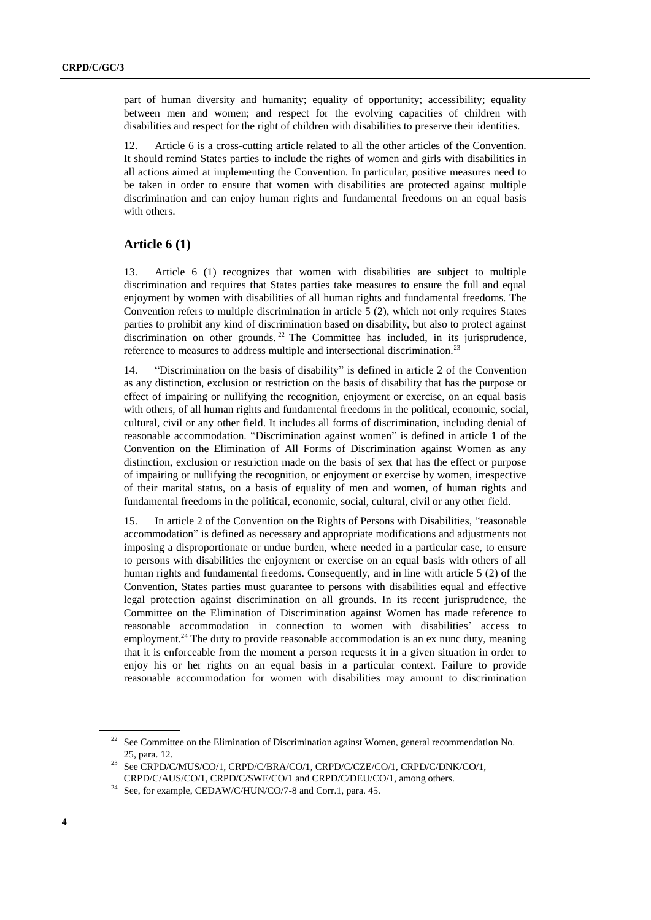part of human diversity and humanity; equality of opportunity; accessibility; equality between men and women; and respect for the evolving capacities of children with disabilities and respect for the right of children with disabilities to preserve their identities.

12. Article 6 is a cross-cutting article related to all the other articles of the Convention. It should remind States parties to include the rights of women and girls with disabilities in all actions aimed at implementing the Convention. In particular, positive measures need to be taken in order to ensure that women with disabilities are protected against multiple discrimination and can enjoy human rights and fundamental freedoms on an equal basis with others.

## Article 6 (1)

13. Article 6 (1) recognizes that women with disabilities are subject to multiple discrimination and requires that States parties take measures to ensure the full and equal enjoyment by women with disabilities of all human rights and fundamental freedoms. The Convention refers to multiple discrimination in article 5 (2), which not only requires States parties to prohibit any kind of discrimination based on disability, but also to protect against discrimination on other grounds.[22] The Committee has included, in its jurisprudence, reference to measures to address multiple and intersectional discrimination.[23]

14. "Discrimination on the basis of disability" is defined in article 2 of the Convention as any distinction, exclusion or restriction on the basis of disability that has the purpose or effect of impairing or nullifying the recognition, enjoyment or exercise, on an equal basis with others, of all human rights and fundamental freedoms in the political, economic, social, cultural, civil or any other field. It includes all forms of discrimination, including denial of reasonable accommodation. "Discrimination against women" is defined in article 1 of the Convention on the Elimination of All Forms of Discrimination against Women as any distinction, exclusion or restriction made on the basis of sex that has the effect or purpose of impairing or nullifying the recognition, or enjoyment or exercise by women, irrespective of their marital status, on a basis of equality of men and women, of human rights and fundamental freedoms in the political, economic, social, cultural, civil or any other field.

15. In article 2 of the Convention on the Rights of Persons with Disabilities, "reasonable accommodation" is defined as necessary and appropriate modifications and adjustments not imposing a disproportionate or undue burden, where needed in a particular case, to ensure to persons with disabilities the enjoyment or exercise on an equal basis with others of all human rights and fundamental freedoms. Consequently, and in line with article 5 (2) of the Convention, States parties must guarantee to persons with disabilities equal and effective legal protection against discrimination on all grounds. In its recent jurisprudence, the Committee on the Elimination of Discrimination against Women has made reference to reasonable accommodation in connection to women with disabilities' access to employment.[24] The duty to provide reasonable accommodation is an ex nunc duty, meaning that it is enforceable from the moment a person requests it in a given situation in order to enjoy his or her rights on an equal basis in a particular context. Failure to provide reasonable accommodation for women with disabilities may amount to discrimination

---

[22] See Committee on the Elimination of Discrimination against Women, general recommendation No. 25, para. 12.

[23] See CRPD/C/MUS/CO/1, CRPD/C/BRA/CO/1, CRPD/C/CZE/CO/1, CRPD/C/DNK/CO/1, CRPD/C/AUS/CO/1, CRPD/C/SWE/CO/1 and CRPD/C/DEU/CO/1, among others.

[24] See, for example, CEDAW/C/HUN/CO/7-8 and Corr.1, para. 45.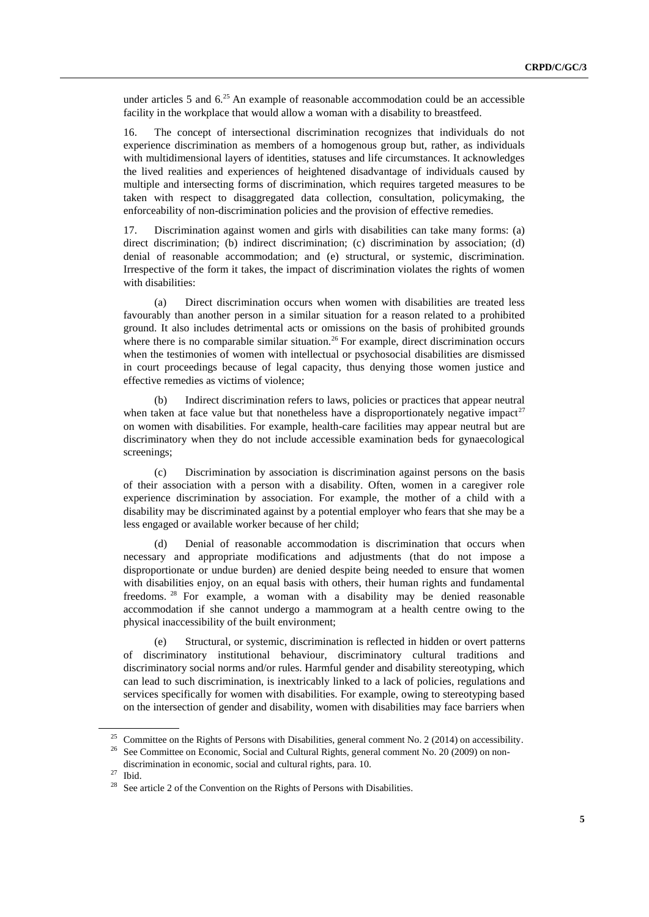under articles 5 and 6.[25] An example of reasonable accommodation could be an accessible facility in the workplace that would allow a woman with a disability to breastfeed.

16. The concept of intersectional discrimination recognizes that individuals do not experience discrimination as members of a homogenous group but, rather, as individuals with multidimensional layers of identities, statuses and life circumstances. It acknowledges the lived realities and experiences of heightened disadvantage of individuals caused by multiple and intersecting forms of discrimination, which requires targeted measures to be taken with respect to disaggregated data collection, consultation, policymaking, the enforceability of non-discrimination policies and the provision of effective remedies.

17. Discrimination against women and girls with disabilities can take many forms: (a) direct discrimination; (b) indirect discrimination; (c) discrimination by association; (d) denial of reasonable accommodation; and (e) structural, or systemic, discrimination. Irrespective of the form it takes, the impact of discrimination violates the rights of women with disabilities:

(a) Direct discrimination occurs when women with disabilities are treated less favourably than another person in a similar situation for a reason related to a prohibited ground. It also includes detrimental acts or omissions on the basis of prohibited grounds where there is no comparable similar situation.[26] For example, direct discrimination occurs when the testimonies of women with intellectual or psychosocial disabilities are dismissed in court proceedings because of legal capacity, thus denying those women justice and effective remedies as victims of violence;

(b) Indirect discrimination refers to laws, policies or practices that appear neutral when taken at face value but that nonetheless have a disproportionately negative impact[27] on women with disabilities. For example, health-care facilities may appear neutral but are discriminatory when they do not include accessible examination beds for gynaecological screenings;

(c) Discrimination by association is discrimination against persons on the basis of their association with a person with a disability. Often, women in a caregiver role experience discrimination by association. For example, the mother of a child with a disability may be discriminated against by a potential employer who fears that she may be a less engaged or available worker because of her child;

(d) Denial of reasonable accommodation is discrimination that occurs when necessary and appropriate modifications and adjustments (that do not impose a disproportionate or undue burden) are denied despite being needed to ensure that women with disabilities enjoy, on an equal basis with others, their human rights and fundamental freedoms.[28] For example, a woman with a disability may be denied reasonable accommodation if she cannot undergo a mammogram at a health centre owing to the physical inaccessibility of the built environment;

(e) Structural, or systemic, discrimination is reflected in hidden or overt patterns of discriminatory institutional behaviour, discriminatory cultural traditions and discriminatory social norms and/or rules. Harmful gender and disability stereotyping, which can lead to such discrimination, is inextricably linked to a lack of policies, regulations and services specifically for women with disabilities. For example, owing to stereotyping based on the intersection of gender and disability, women with disabilities may face barriers when

---

[25] Committee on the Rights of Persons with Disabilities, general comment No. 2 (2014) on accessibility.

[26] See Committee on Economic, Social and Cultural Rights, general comment No. 20 (2009) on non-discrimination in economic, social and cultural rights, para. 10.

[27] Ibid.

[28] See article 2 of the Convention on the Rights of Persons with Disabilities.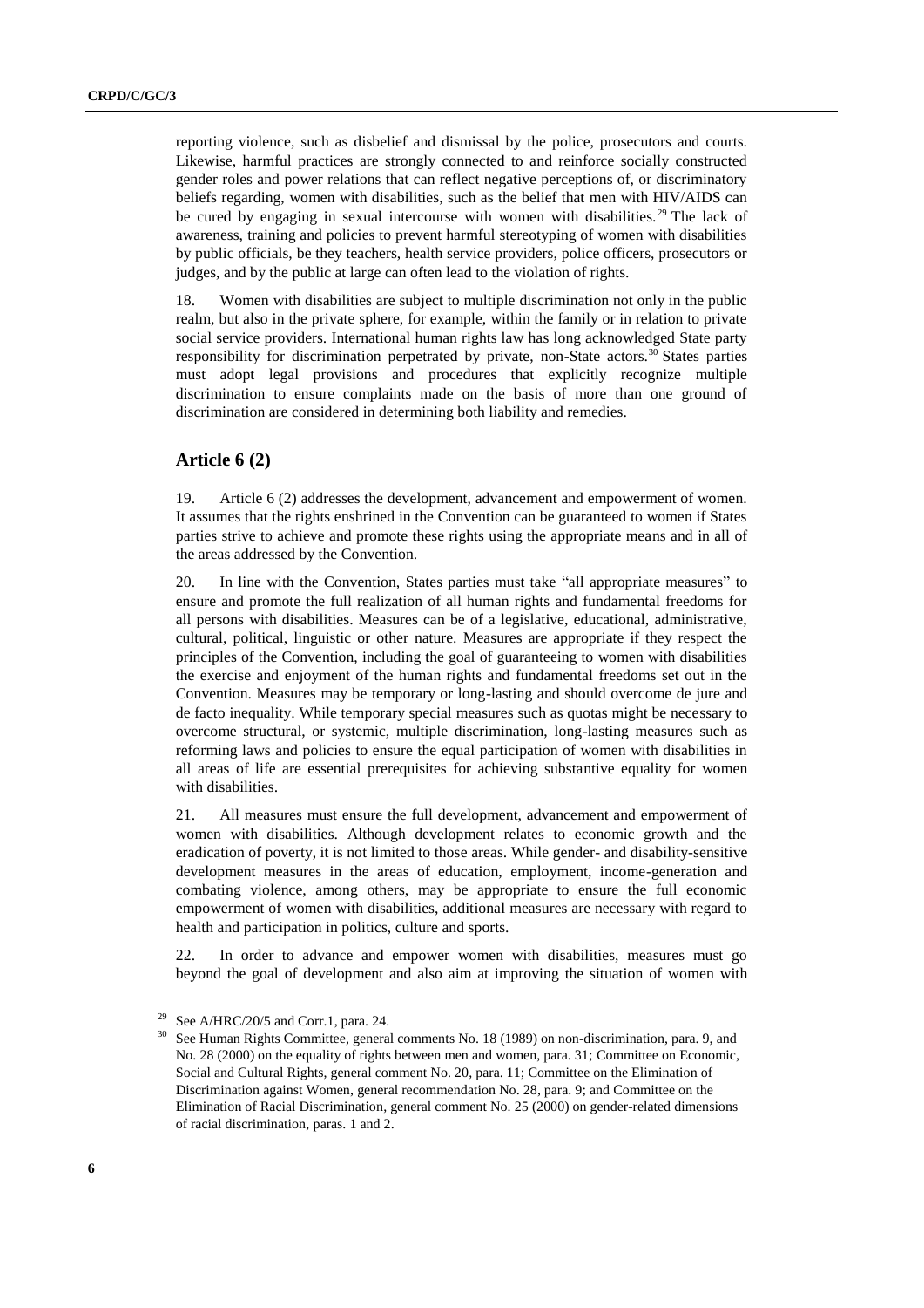reporting violence, such as disbelief and dismissal by the police, prosecutors and courts. Likewise, harmful practices are strongly connected to and reinforce socially constructed gender roles and power relations that can reflect negative perceptions of, or discriminatory beliefs regarding, women with disabilities, such as the belief that men with HIV/AIDS can be cured by engaging in sexual intercourse with women with disabilities.[29] The lack of awareness, training and policies to prevent harmful stereotyping of women with disabilities by public officials, be they teachers, health service providers, police officers, prosecutors or judges, and by the public at large can often lead to the violation of rights.

18. Women with disabilities are subject to multiple discrimination not only in the public realm, but also in the private sphere, for example, within the family or in relation to private social service providers. International human rights law has long acknowledged State party responsibility for discrimination perpetrated by private, non-State actors.[30] States parties must adopt legal provisions and procedures that explicitly recognize multiple discrimination to ensure complaints made on the basis of more than one ground of discrimination are considered in determining both liability and remedies.

## Article 6 (2)

19. Article 6 (2) addresses the development, advancement and empowerment of women. It assumes that the rights enshrined in the Convention can be guaranteed to women if States parties strive to achieve and promote these rights using the appropriate means and in all of the areas addressed by the Convention.

20. In line with the Convention, States parties must take "all appropriate measures" to ensure and promote the full realization of all human rights and fundamental freedoms for all persons with disabilities. Measures can be of a legislative, educational, administrative, cultural, political, linguistic or other nature. Measures are appropriate if they respect the principles of the Convention, including the goal of guaranteeing to women with disabilities the exercise and enjoyment of the human rights and fundamental freedoms set out in the Convention. Measures may be temporary or long-lasting and should overcome de jure and de facto inequality. While temporary special measures such as quotas might be necessary to overcome structural, or systemic, multiple discrimination, long-lasting measures such as reforming laws and policies to ensure the equal participation of women with disabilities in all areas of life are essential prerequisites for achieving substantive equality for women with disabilities.

21. All measures must ensure the full development, advancement and empowerment of women with disabilities. Although development relates to economic growth and the eradication of poverty, it is not limited to those areas. While gender- and disability-sensitive development measures in the areas of education, employment, income-generation and combating violence, among others, may be appropriate to ensure the full economic empowerment of women with disabilities, additional measures are necessary with regard to health and participation in politics, culture and sports.

22. In order to advance and empower women with disabilities, measures must go beyond the goal of development and also aim at improving the situation of women with

---

[29] See A/HRC/20/5 and Corr.1, para. 24.

[30] See Human Rights Committee, general comments No. 18 (1989) on non-discrimination, para. 9, and No. 28 (2000) on the equality of rights between men and women, para. 31; Committee on Economic, Social and Cultural Rights, general comment No. 20, para. 11; Committee on the Elimination of Discrimination against Women, general recommendation No. 28, para. 9; and Committee on the Elimination of Racial Discrimination, general comment No. 25 (2000) on gender-related dimensions of racial discrimination, paras. 1 and 2.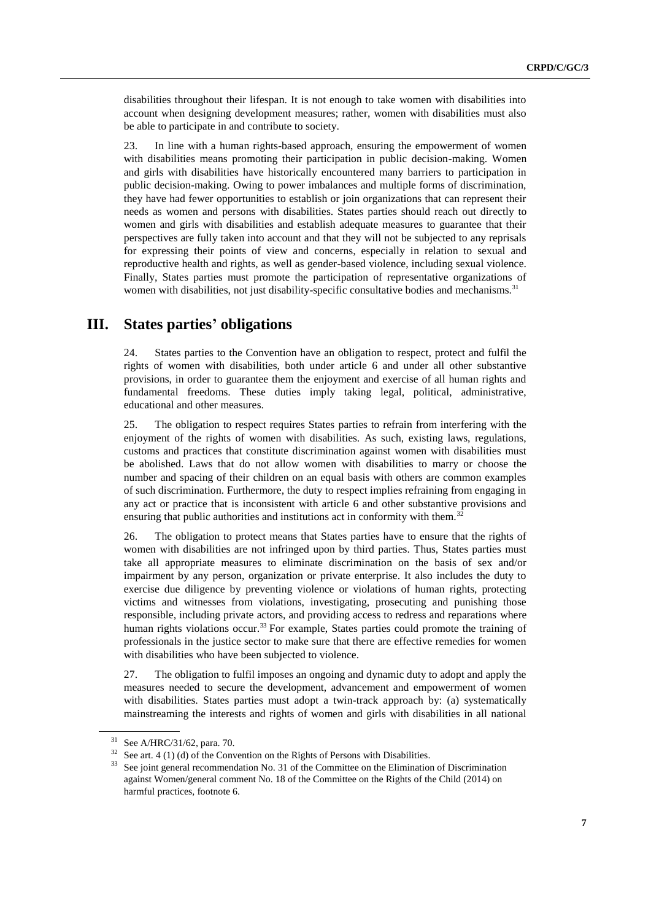disabilities throughout their lifespan. It is not enough to take women with disabilities into account when designing development measures; rather, women with disabilities must also be able to participate in and contribute to society.

23. In line with a human rights-based approach, ensuring the empowerment of women with disabilities means promoting their participation in public decision-making. Women and girls with disabilities have historically encountered many barriers to participation in public decision-making. Owing to power imbalances and multiple forms of discrimination, they have had fewer opportunities to establish or join organizations that can represent their needs as women and persons with disabilities. States parties should reach out directly to women and girls with disabilities and establish adequate measures to guarantee that their perspectives are fully taken into account and that they will not be subjected to any reprisals for expressing their points of view and concerns, especially in relation to sexual and reproductive health and rights, as well as gender-based violence, including sexual violence. Finally, States parties must promote the participation of representative organizations of women with disabilities, not just disability-specific consultative bodies and mechanisms.[31]

## III. States parties' obligations

24. States parties to the Convention have an obligation to respect, protect and fulfil the rights of women with disabilities, both under article 6 and under all other substantive provisions, in order to guarantee them the enjoyment and exercise of all human rights and fundamental freedoms. These duties imply taking legal, political, administrative, educational and other measures.

25. The obligation to respect requires States parties to refrain from interfering with the enjoyment of the rights of women with disabilities. As such, existing laws, regulations, customs and practices that constitute discrimination against women with disabilities must be abolished. Laws that do not allow women with disabilities to marry or choose the number and spacing of their children on an equal basis with others are common examples of such discrimination. Furthermore, the duty to respect implies refraining from engaging in any act or practice that is inconsistent with article 6 and other substantive provisions and ensuring that public authorities and institutions act in conformity with them.[32]

26. The obligation to protect means that States parties have to ensure that the rights of women with disabilities are not infringed upon by third parties. Thus, States parties must take all appropriate measures to eliminate discrimination on the basis of sex and/or impairment by any person, organization or private enterprise. It also includes the duty to exercise due diligence by preventing violence or violations of human rights, protecting victims and witnesses from violations, investigating, prosecuting and punishing those responsible, including private actors, and providing access to redress and reparations where human rights violations occur.[33] For example, States parties could promote the training of professionals in the justice sector to make sure that there are effective remedies for women with disabilities who have been subjected to violence.

27. The obligation to fulfil imposes an ongoing and dynamic duty to adopt and apply the measures needed to secure the development, advancement and empowerment of women with disabilities. States parties must adopt a twin-track approach by: (a) systematically mainstreaming the interests and rights of women and girls with disabilities in all national

---

[31] See A/HRC/31/62, para. 70.

[32] See art. 4 (1) (d) of the Convention on the Rights of Persons with Disabilities.

[33] See joint general recommendation No. 31 of the Committee on the Elimination of Discrimination against Women/general comment No. 18 of the Committee on the Rights of the Child (2014) on harmful practices, footnote 6.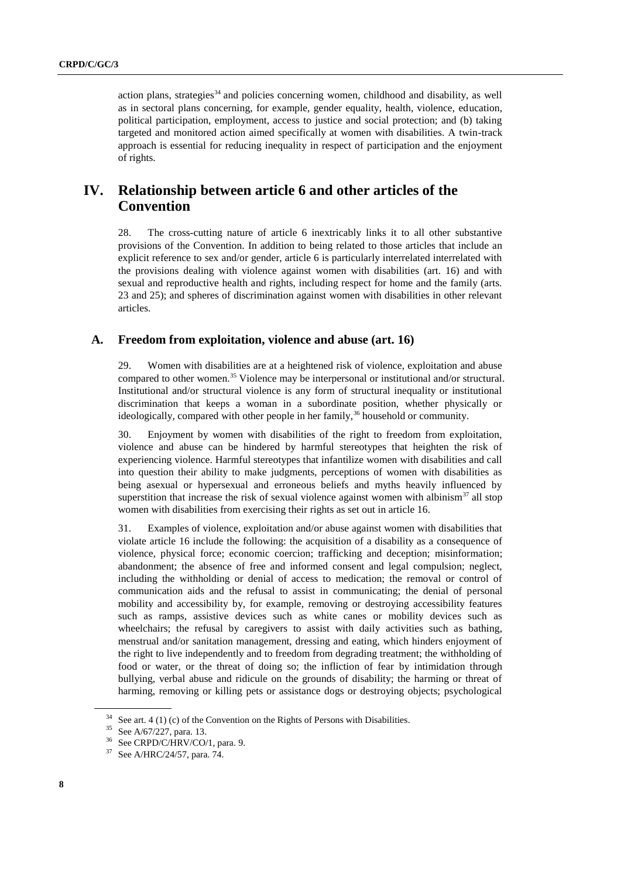action plans, strategies[34] and policies concerning women, childhood and disability, as well as in sectoral plans concerning, for example, gender equality, health, violence, education, political participation, employment, access to justice and social protection; and (b) taking targeted and monitored action aimed specifically at women with disabilities. A twin-track approach is essential for reducing inequality in respect of participation and the enjoyment of rights.

# IV. Relationship between article 6 and other articles of the Convention

28. The cross-cutting nature of article 6 inextricably links it to all other substantive provisions of the Convention. In addition to being related to those articles that include an explicit reference to sex and/or gender, article 6 is particularly interrelated interrelated with the provisions dealing with violence against women with disabilities (art. 16) and with sexual and reproductive health and rights, including respect for home and the family (arts. 23 and 25); and spheres of discrimination against women with disabilities in other relevant articles.

## A. Freedom from exploitation, violence and abuse (art. 16)

29. Women with disabilities are at a heightened risk of violence, exploitation and abuse compared to other women.[35] Violence may be interpersonal or institutional and/or structural. Institutional and/or structural violence is any form of structural inequality or institutional discrimination that keeps a woman in a subordinate position, whether physically or ideologically, compared with other people in her family,[36] household or community.

30. Enjoyment by women with disabilities of the right to freedom from exploitation, violence and abuse can be hindered by harmful stereotypes that heighten the risk of experiencing violence. Harmful stereotypes that infantilize women with disabilities and call into question their ability to make judgments, perceptions of women with disabilities as being asexual or hypersexual and erroneous beliefs and myths heavily influenced by superstition that increase the risk of sexual violence against women with albinism[37] all stop women with disabilities from exercising their rights as set out in article 16.

31. Examples of violence, exploitation and/or abuse against women with disabilities that violate article 16 include the following: the acquisition of a disability as a consequence of violence, physical force; economic coercion; trafficking and deception; misinformation; abandonment; the absence of free and informed consent and legal compulsion; neglect, including the withholding or denial of access to medication; the removal or control of communication aids and the refusal to assist in communicating; the denial of personal mobility and accessibility by, for example, removing or destroying accessibility features such as ramps, assistive devices such as white canes or mobility devices such as wheelchairs; the refusal by caregivers to assist with daily activities such as bathing, menstrual and/or sanitation management, dressing and eating, which hinders enjoyment of the right to live independently and to freedom from degrading treatment; the withholding of food or water, or the threat of doing so; the infliction of fear by intimidation through bullying, verbal abuse and ridicule on the grounds of disability; the harming or threat of harming, removing or killing pets or assistance dogs or destroying objects; psychological

---

[34] See art. 4 (1) (c) of the Convention on the Rights of Persons with Disabilities.

[35] See A/67/227, para. 13.

[36] See CRPD/C/HRV/CO/1, para. 9.

[37] See A/HRC/24/57, para. 74.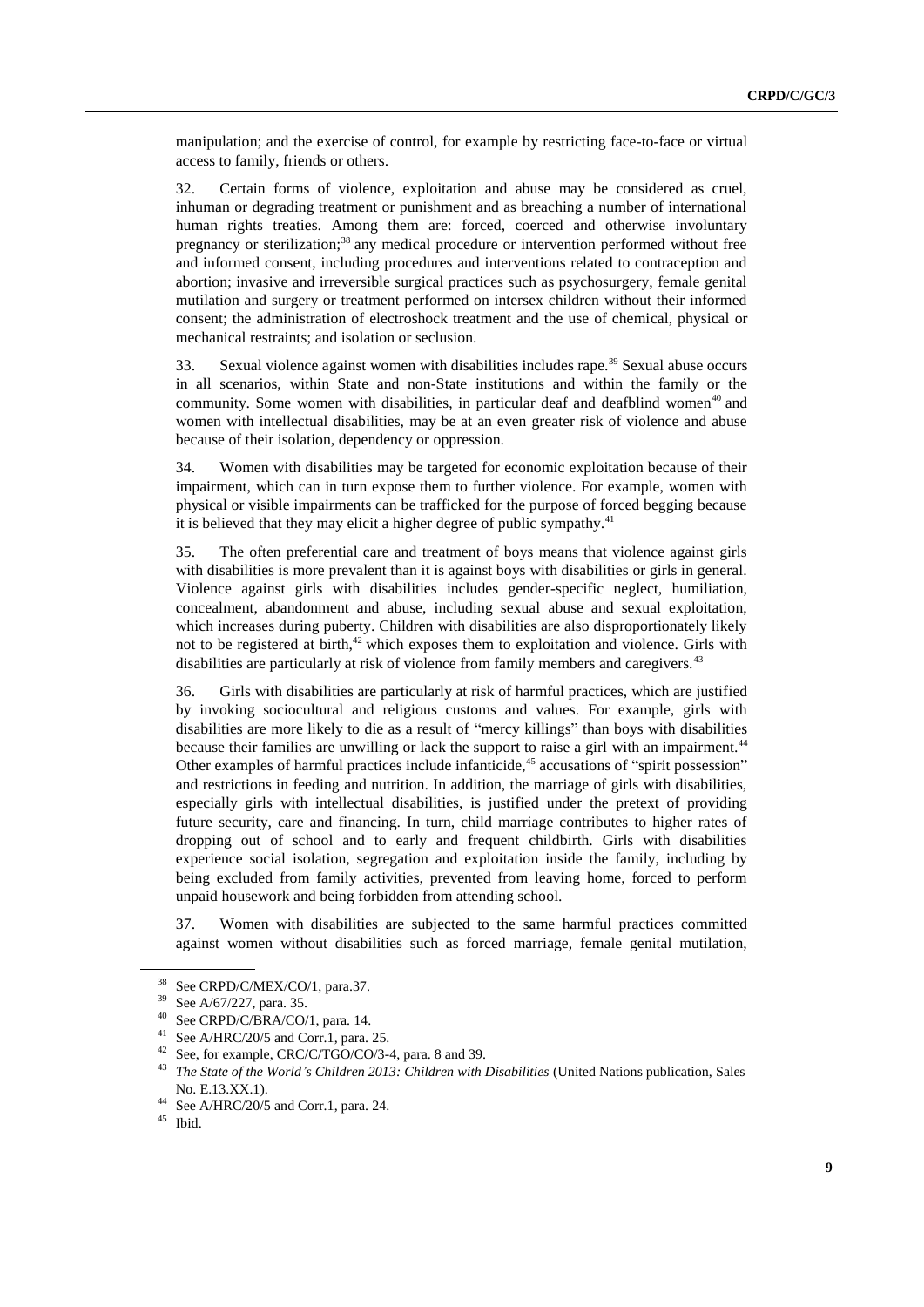manipulation; and the exercise of control, for example by restricting face-to-face or virtual access to family, friends or others.

32. Certain forms of violence, exploitation and abuse may be considered as cruel, inhuman or degrading treatment or punishment and as breaching a number of international human rights treaties. Among them are: forced, coerced and otherwise involuntary pregnancy or sterilization;[38] any medical procedure or intervention performed without free and informed consent, including procedures and interventions related to contraception and abortion; invasive and irreversible surgical practices such as psychosurgery, female genital mutilation and surgery or treatment performed on intersex children without their informed consent; the administration of electroshock treatment and the use of chemical, physical or mechanical restraints; and isolation or seclusion.

33. Sexual violence against women with disabilities includes rape.[39] Sexual abuse occurs in all scenarios, within State and non-State institutions and within the family or the community. Some women with disabilities, in particular deaf and deafblind women[40] and women with intellectual disabilities, may be at an even greater risk of violence and abuse because of their isolation, dependency or oppression.

34. Women with disabilities may be targeted for economic exploitation because of their impairment, which can in turn expose them to further violence. For example, women with physical or visible impairments can be trafficked for the purpose of forced begging because it is believed that they may elicit a higher degree of public sympathy.[41]

35. The often preferential care and treatment of boys means that violence against girls with disabilities is more prevalent than it is against boys with disabilities or girls in general. Violence against girls with disabilities includes gender-specific neglect, humiliation, concealment, abandonment and abuse, including sexual abuse and sexual exploitation, which increases during puberty. Children with disabilities are also disproportionately likely not to be registered at birth,[42] which exposes them to exploitation and violence. Girls with disabilities are particularly at risk of violence from family members and caregivers.[43]

36. Girls with disabilities are particularly at risk of harmful practices, which are justified by invoking sociocultural and religious customs and values. For example, girls with disabilities are more likely to die as a result of "mercy killings" than boys with disabilities because their families are unwilling or lack the support to raise a girl with an impairment.[44] Other examples of harmful practices include infanticide,[45] accusations of "spirit possession" and restrictions in feeding and nutrition. In addition, the marriage of girls with disabilities, especially girls with intellectual disabilities, is justified under the pretext of providing future security, care and financing. In turn, child marriage contributes to higher rates of dropping out of school and to early and frequent childbirth. Girls with disabilities experience social isolation, segregation and exploitation inside the family, including by being excluded from family activities, prevented from leaving home, forced to perform unpaid housework and being forbidden from attending school.

37. Women with disabilities are subjected to the same harmful practices committed against women without disabilities such as forced marriage, female genital mutilation,

---

[38] See CRPD/C/MEX/CO/1, para.37.

[39] See A/67/227, para. 35.

[40] See CRPD/C/BRA/CO/1, para. 14.

[41] See A/HRC/20/5 and Corr.1, para. 25.

[42] See, for example, CRC/C/TGO/CO/3-4, para. 8 and 39.

[43] *The State of the World's Children 2013: Children with Disabilities* (United Nations publication, Sales No. E.13.XX.1).

[44] See A/HRC/20/5 and Corr.1, para. 24.

[45] Ibid.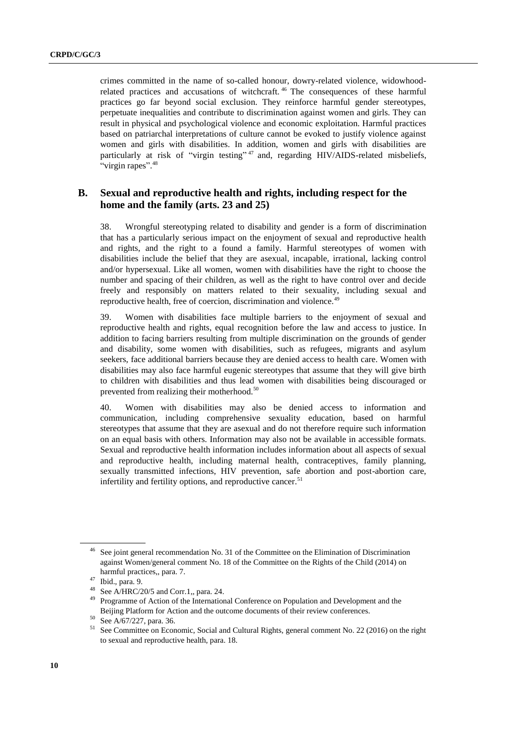crimes committed in the name of so-called honour, dowry-related violence, widowhood-related practices and accusations of witchcraft.[46] The consequences of these harmful practices go far beyond social exclusion. They reinforce harmful gender stereotypes, perpetuate inequalities and contribute to discrimination against women and girls. They can result in physical and psychological violence and economic exploitation. Harmful practices based on patriarchal interpretations of culture cannot be evoked to justify violence against women and girls with disabilities. In addition, women and girls with disabilities are particularly at risk of "virgin testing"[47] and, regarding HIV/AIDS-related misbeliefs, "virgin rapes".[48]

## B. Sexual and reproductive health and rights, including respect for the home and the family (arts. 23 and 25)

38. Wrongful stereotyping related to disability and gender is a form of discrimination that has a particularly serious impact on the enjoyment of sexual and reproductive health and rights, and the right to a found a family. Harmful stereotypes of women with disabilities include the belief that they are asexual, incapable, irrational, lacking control and/or hypersexual. Like all women, women with disabilities have the right to choose the number and spacing of their children, as well as the right to have control over and decide freely and responsibly on matters related to their sexuality, including sexual and reproductive health, free of coercion, discrimination and violence.[49]

39. Women with disabilities face multiple barriers to the enjoyment of sexual and reproductive health and rights, equal recognition before the law and access to justice. In addition to facing barriers resulting from multiple discrimination on the grounds of gender and disability, some women with disabilities, such as refugees, migrants and asylum seekers, face additional barriers because they are denied access to health care. Women with disabilities may also face harmful eugenic stereotypes that assume that they will give birth to children with disabilities and thus lead women with disabilities being discouraged or prevented from realizing their motherhood.[50]

40. Women with disabilities may also be denied access to information and communication, including comprehensive sexuality education, based on harmful stereotypes that assume that they are asexual and do not therefore require such information on an equal basis with others. Information may also not be available in accessible formats. Sexual and reproductive health information includes information about all aspects of sexual and reproductive health, including maternal health, contraceptives, family planning, sexually transmitted infections, HIV prevention, safe abortion and post-abortion care, infertility and fertility options, and reproductive cancer.[51]

---

[46] See joint general recommendation No. 31 of the Committee on the Elimination of Discrimination against Women/general comment No. 18 of the Committee on the Rights of the Child (2014) on harmful practices,, para. 7.

[47] Ibid., para. 9.

[48] See A/HRC/20/5 and Corr.1,, para. 24.

[49] Programme of Action of the International Conference on Population and Development and the Beijing Platform for Action and the outcome documents of their review conferences.

[50] See A/67/227, para. 36.

[51] See Committee on Economic, Social and Cultural Rights, general comment No. 22 (2016) on the right to sexual and reproductive health, para. 18.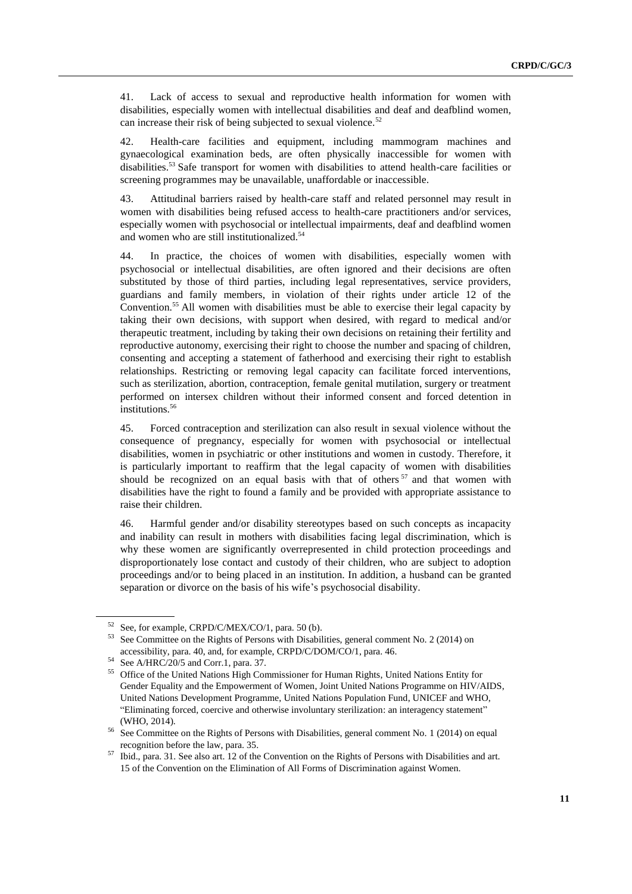41. Lack of access to sexual and reproductive health information for women with disabilities, especially women with intellectual disabilities and deaf and deafblind women, can increase their risk of being subjected to sexual violence.[52]

42. Health-care facilities and equipment, including mammogram machines and gynaecological examination beds, are often physically inaccessible for women with disabilities.[53] Safe transport for women with disabilities to attend health-care facilities or screening programmes may be unavailable, unaffordable or inaccessible.

43. Attitudinal barriers raised by health-care staff and related personnel may result in women with disabilities being refused access to health-care practitioners and/or services, especially women with psychosocial or intellectual impairments, deaf and deafblind women and women who are still institutionalized.[54]

44. In practice, the choices of women with disabilities, especially women with psychosocial or intellectual disabilities, are often ignored and their decisions are often substituted by those of third parties, including legal representatives, service providers, guardians and family members, in violation of their rights under article 12 of the Convention.[55] All women with disabilities must be able to exercise their legal capacity by taking their own decisions, with support when desired, with regard to medical and/or therapeutic treatment, including by taking their own decisions on retaining their fertility and reproductive autonomy, exercising their right to choose the number and spacing of children, consenting and accepting a statement of fatherhood and exercising their right to establish relationships. Restricting or removing legal capacity can facilitate forced interventions, such as sterilization, abortion, contraception, female genital mutilation, surgery or treatment performed on intersex children without their informed consent and forced detention in institutions.[56]

45. Forced contraception and sterilization can also result in sexual violence without the consequence of pregnancy, especially for women with psychosocial or intellectual disabilities, women in psychiatric or other institutions and women in custody. Therefore, it is particularly important to reaffirm that the legal capacity of women with disabilities should be recognized on an equal basis with that of others[57] and that women with disabilities have the right to found a family and be provided with appropriate assistance to raise their children.

46. Harmful gender and/or disability stereotypes based on such concepts as incapacity and inability can result in mothers with disabilities facing legal discrimination, which is why these women are significantly overrepresented in child protection proceedings and disproportionately lose contact and custody of their children, who are subject to adoption proceedings and/or to being placed in an institution. In addition, a husband can be granted separation or divorce on the basis of his wife's psychosocial disability.

---

[52] See, for example, CRPD/C/MEX/CO/1, para. 50 (b).

[53] See Committee on the Rights of Persons with Disabilities, general comment No. 2 (2014) on accessibility, para. 40, and, for example, CRPD/C/DOM/CO/1, para. 46.

[54] See A/HRC/20/5 and Corr.1, para. 37.

[55] Office of the United Nations High Commissioner for Human Rights, United Nations Entity for Gender Equality and the Empowerment of Women, Joint United Nations Programme on HIV/AIDS, United Nations Development Programme, United Nations Population Fund, UNICEF and WHO, "Eliminating forced, coercive and otherwise involuntary sterilization: an interagency statement" (WHO, 2014).

[56] See Committee on the Rights of Persons with Disabilities, general comment No. 1 (2014) on equal recognition before the law, para. 35.

[57] Ibid., para. 31. See also art. 12 of the Convention on the Rights of Persons with Disabilities and art. 15 of the Convention on the Elimination of All Forms of Discrimination against Women.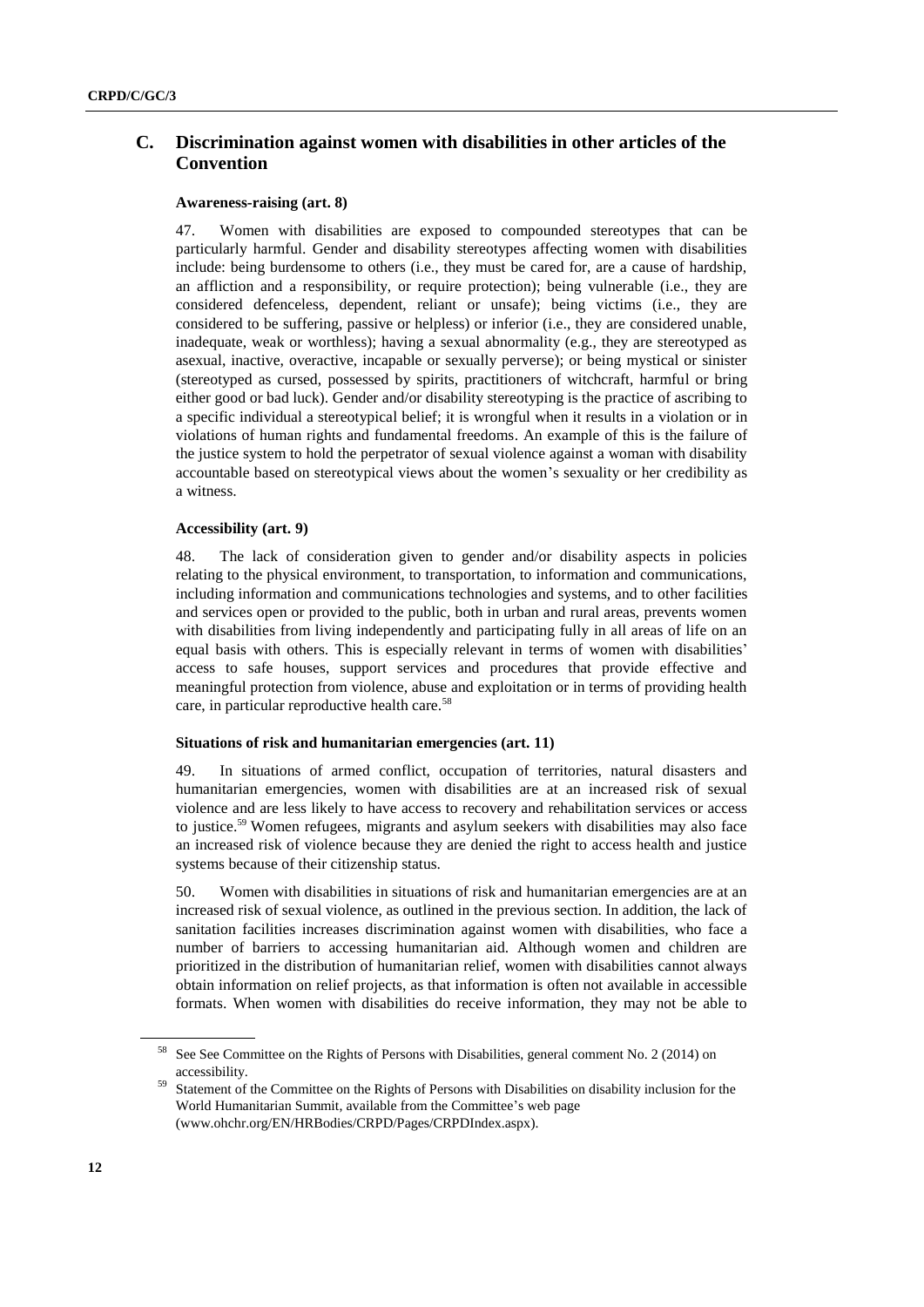## C. Discrimination against women with disabilities in other articles of the Convention

**Awareness-raising (art. 8)**

47. Women with disabilities are exposed to compounded stereotypes that can be particularly harmful. Gender and disability stereotypes affecting women with disabilities include: being burdensome to others (i.e., they must be cared for, are a cause of hardship, an affliction and a responsibility, or require protection); being vulnerable (i.e., they are considered defenceless, dependent, reliant or unsafe); being victims (i.e., they are considered to be suffering, passive or helpless) or inferior (i.e., they are considered unable, inadequate, weak or worthless); having a sexual abnormality (e.g., they are stereotyped as asexual, inactive, overactive, incapable or sexually perverse); or being mystical or sinister (stereotyped as cursed, possessed by spirits, practitioners of witchcraft, harmful or bring either good or bad luck). Gender and/or disability stereotyping is the practice of ascribing to a specific individual a stereotypical belief; it is wrongful when it results in a violation or in violations of human rights and fundamental freedoms. An example of this is the failure of the justice system to hold the perpetrator of sexual violence against a woman with disability accountable based on stereotypical views about the women's sexuality or her credibility as a witness.

**Accessibility (art. 9)**

48. The lack of consideration given to gender and/or disability aspects in policies relating to the physical environment, to transportation, to information and communications, including information and communications technologies and systems, and to other facilities and services open or provided to the public, both in urban and rural areas, prevents women with disabilities from living independently and participating fully in all areas of life on an equal basis with others. This is especially relevant in terms of women with disabilities' access to safe houses, support services and procedures that provide effective and meaningful protection from violence, abuse and exploitation or in terms of providing health care, in particular reproductive health care.[58]

**Situations of risk and humanitarian emergencies (art. 11)**

49. In situations of armed conflict, occupation of territories, natural disasters and humanitarian emergencies, women with disabilities are at an increased risk of sexual violence and are less likely to have access to recovery and rehabilitation services or access to justice.[59] Women refugees, migrants and asylum seekers with disabilities may also face an increased risk of violence because they are denied the right to access health and justice systems because of their citizenship status.

50. Women with disabilities in situations of risk and humanitarian emergencies are at an increased risk of sexual violence, as outlined in the previous section. In addition, the lack of sanitation facilities increases discrimination against women with disabilities, who face a number of barriers to accessing humanitarian aid. Although women and children are prioritized in the distribution of humanitarian relief, women with disabilities cannot always obtain information on relief projects, as that information is often not available in accessible formats. When women with disabilities do receive information, they may not be able to

---

[58] See See Committee on the Rights of Persons with Disabilities, general comment No. 2 (2014) on accessibility.

[59] Statement of the Committee on the Rights of Persons with Disabilities on disability inclusion for the World Humanitarian Summit, available from the Committee's web page (www.ohchr.org/EN/HRBodies/CRPD/Pages/CRPDIndex.aspx).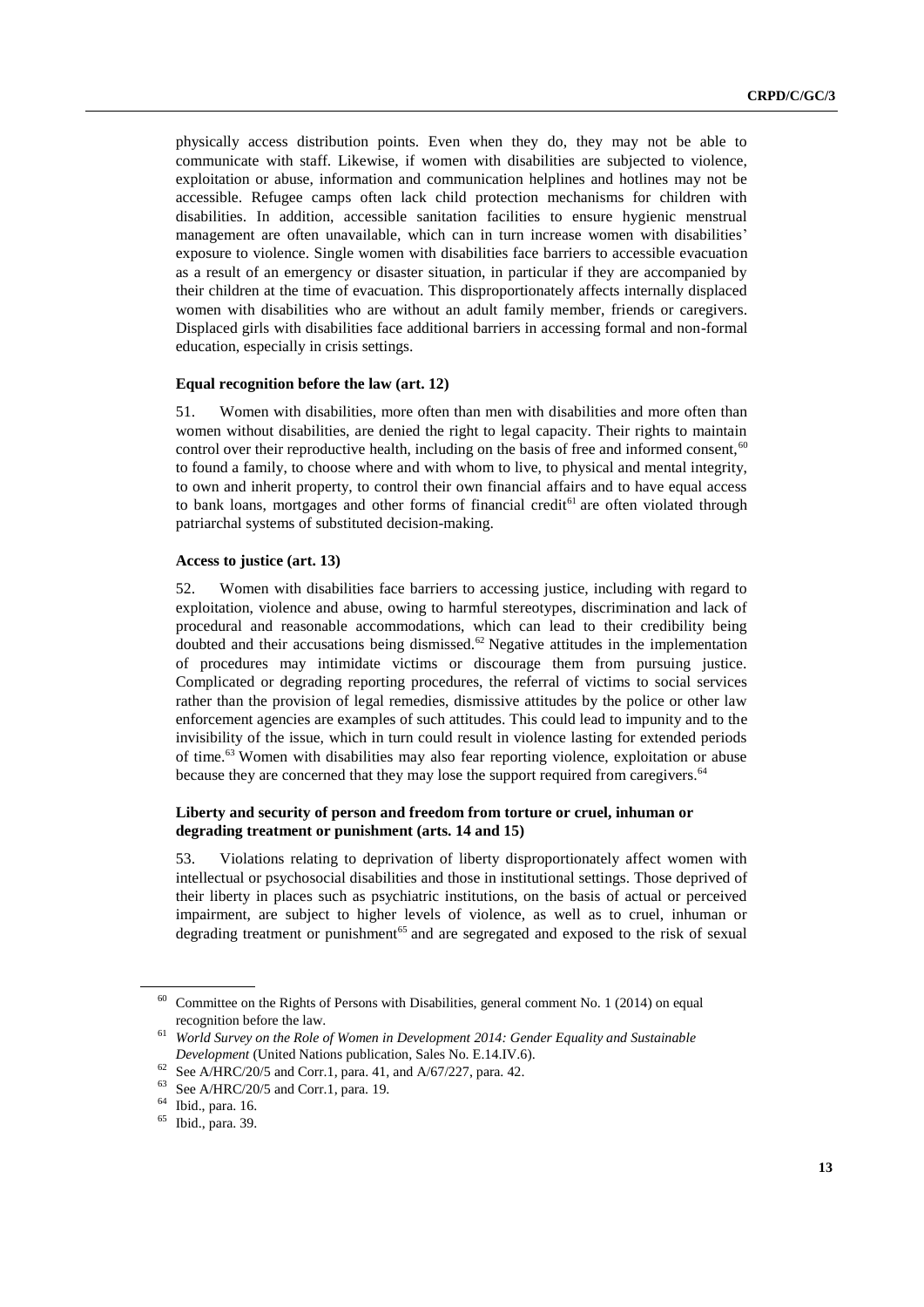physically access distribution points. Even when they do, they may not be able to communicate with staff. Likewise, if women with disabilities are subjected to violence, exploitation or abuse, information and communication helplines and hotlines may not be accessible. Refugee camps often lack child protection mechanisms for children with disabilities. In addition, accessible sanitation facilities to ensure hygienic menstrual management are often unavailable, which can in turn increase women with disabilities' exposure to violence. Single women with disabilities face barriers to accessible evacuation as a result of an emergency or disaster situation, in particular if they are accompanied by their children at the time of evacuation. This disproportionately affects internally displaced women with disabilities who are without an adult family member, friends or caregivers. Displaced girls with disabilities face additional barriers in accessing formal and non-formal education, especially in crisis settings.

### Equal recognition before the law (art. 12)

51. Women with disabilities, more often than men with disabilities and more often than women without disabilities, are denied the right to legal capacity. Their rights to maintain control over their reproductive health, including on the basis of free and informed consent,[60] to found a family, to choose where and with whom to live, to physical and mental integrity, to own and inherit property, to control their own financial affairs and to have equal access to bank loans, mortgages and other forms of financial credit[61] are often violated through patriarchal systems of substituted decision-making.

### Access to justice (art. 13)

52. Women with disabilities face barriers to accessing justice, including with regard to exploitation, violence and abuse, owing to harmful stereotypes, discrimination and lack of procedural and reasonable accommodations, which can lead to their credibility being doubted and their accusations being dismissed.[62] Negative attitudes in the implementation of procedures may intimidate victims or discourage them from pursuing justice. Complicated or degrading reporting procedures, the referral of victims to social services rather than the provision of legal remedies, dismissive attitudes by the police or other law enforcement agencies are examples of such attitudes. This could lead to impunity and to the invisibility of the issue, which in turn could result in violence lasting for extended periods of time.[63] Women with disabilities may also fear reporting violence, exploitation or abuse because they are concerned that they may lose the support required from caregivers.[64]

### Liberty and security of person and freedom from torture or cruel, inhuman or degrading treatment or punishment (arts. 14 and 15)

53. Violations relating to deprivation of liberty disproportionately affect women with intellectual or psychosocial disabilities and those in institutional settings. Those deprived of their liberty in places such as psychiatric institutions, on the basis of actual or perceived impairment, are subject to higher levels of violence, as well as to cruel, inhuman or degrading treatment or punishment[65] and are segregated and exposed to the risk of sexual

---

[60] Committee on the Rights of Persons with Disabilities, general comment No. 1 (2014) on equal recognition before the law.

[61] *World Survey on the Role of Women in Development 2014: Gender Equality and Sustainable Development* (United Nations publication, Sales No. E.14.IV.6).

[62] See A/HRC/20/5 and Corr.1, para. 41, and A/67/227, para. 42.

[63] See A/HRC/20/5 and Corr.1, para. 19.

[64] Ibid., para. 16.

[65] Ibid., para. 39.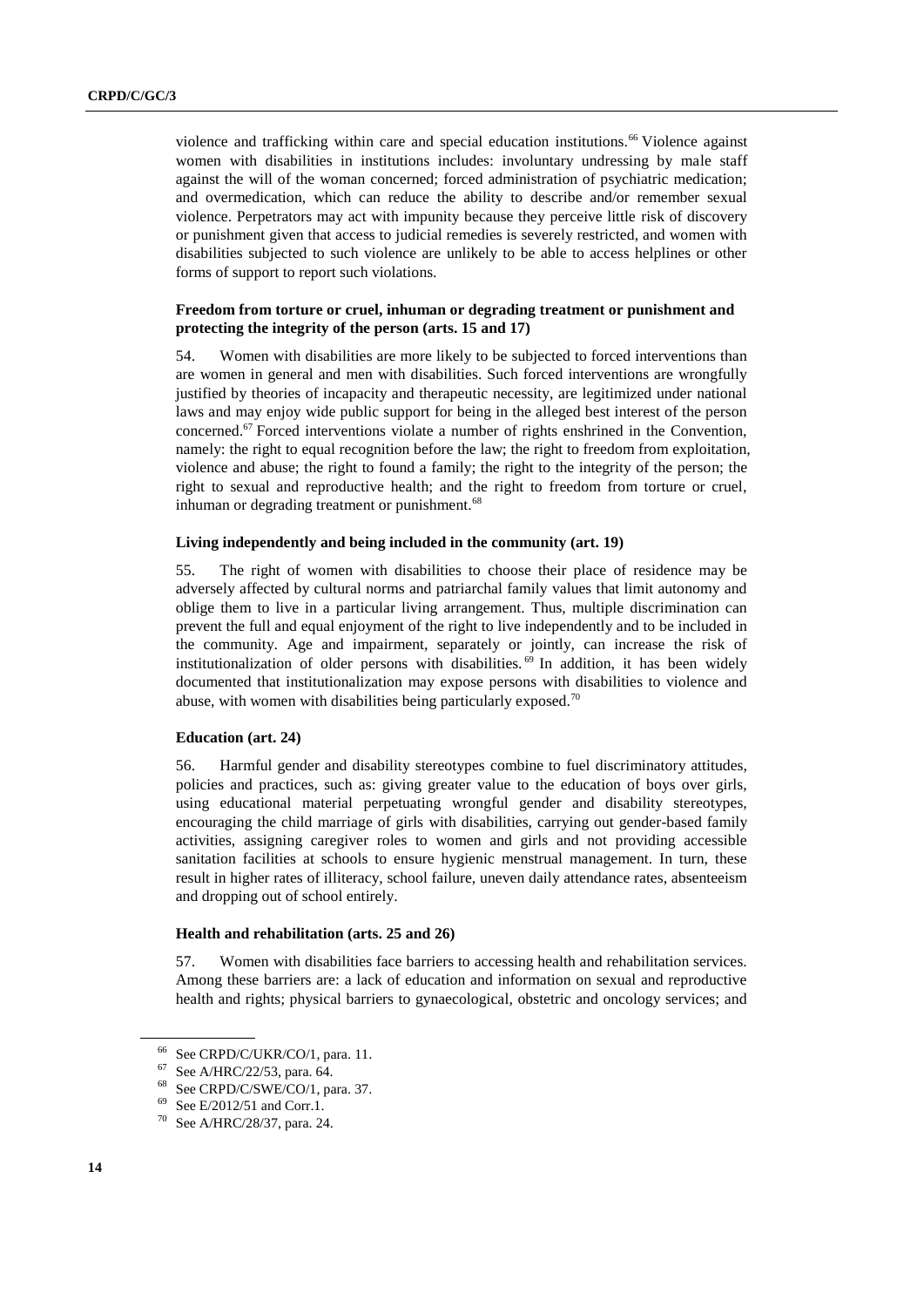violence and trafficking within care and special education institutions.[66] Violence against women with disabilities in institutions includes: involuntary undressing by male staff against the will of the woman concerned; forced administration of psychiatric medication; and overmedication, which can reduce the ability to describe and/or remember sexual violence. Perpetrators may act with impunity because they perceive little risk of discovery or punishment given that access to judicial remedies is severely restricted, and women with disabilities subjected to such violence are unlikely to be able to access helplines or other forms of support to report such violations.

**Freedom from torture or cruel, inhuman or degrading treatment or punishment and protecting the integrity of the person (arts. 15 and 17)**

54. Women with disabilities are more likely to be subjected to forced interventions than are women in general and men with disabilities. Such forced interventions are wrongfully justified by theories of incapacity and therapeutic necessity, are legitimized under national laws and may enjoy wide public support for being in the alleged best interest of the person concerned.[67] Forced interventions violate a number of rights enshrined in the Convention, namely: the right to equal recognition before the law; the right to freedom from exploitation, violence and abuse; the right to found a family; the right to the integrity of the person; the right to sexual and reproductive health; and the right to freedom from torture or cruel, inhuman or degrading treatment or punishment.[68]

**Living independently and being included in the community (art. 19)**

55. The right of women with disabilities to choose their place of residence may be adversely affected by cultural norms and patriarchal family values that limit autonomy and oblige them to live in a particular living arrangement. Thus, multiple discrimination can prevent the full and equal enjoyment of the right to live independently and to be included in the community. Age and impairment, separately or jointly, can increase the risk of institutionalization of older persons with disabilities.[69] In addition, it has been widely documented that institutionalization may expose persons with disabilities to violence and abuse, with women with disabilities being particularly exposed.[70]

**Education (art. 24)**

56. Harmful gender and disability stereotypes combine to fuel discriminatory attitudes, policies and practices, such as: giving greater value to the education of boys over girls, using educational material perpetuating wrongful gender and disability stereotypes, encouraging the child marriage of girls with disabilities, carrying out gender-based family activities, assigning caregiver roles to women and girls and not providing accessible sanitation facilities at schools to ensure hygienic menstrual management. In turn, these result in higher rates of illiteracy, school failure, uneven daily attendance rates, absenteeism and dropping out of school entirely.

**Health and rehabilitation (arts. 25 and 26)**

57. Women with disabilities face barriers to accessing health and rehabilitation services. Among these barriers are: a lack of education and information on sexual and reproductive health and rights; physical barriers to gynaecological, obstetric and oncology services; and

---

[66] See CRPD/C/UKR/CO/1, para. 11.

[67] See A/HRC/22/53, para. 64.

[68] See CRPD/C/SWE/CO/1, para. 37.

[69] See E/2012/51 and Corr.1.

[70] See A/HRC/28/37, para. 24.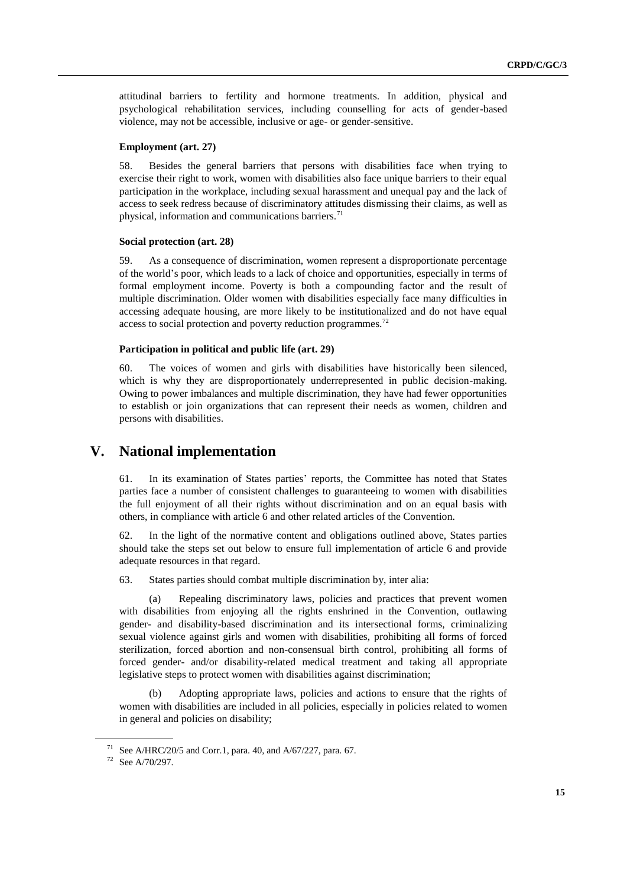attitudinal barriers to fertility and hormone treatments. In addition, physical and psychological rehabilitation services, including counselling for acts of gender-based violence, may not be accessible, inclusive or age- or gender-sensitive.

### Employment (art. 27)

58. Besides the general barriers that persons with disabilities face when trying to exercise their right to work, women with disabilities also face unique barriers to their equal participation in the workplace, including sexual harassment and unequal pay and the lack of access to seek redress because of discriminatory attitudes dismissing their claims, as well as physical, information and communications barriers.[71]

### Social protection (art. 28)

59. As a consequence of discrimination, women represent a disproportionate percentage of the world's poor, which leads to a lack of choice and opportunities, especially in terms of formal employment income. Poverty is both a compounding factor and the result of multiple discrimination. Older women with disabilities especially face many difficulties in accessing adequate housing, are more likely to be institutionalized and do not have equal access to social protection and poverty reduction programmes.[72]

### Participation in political and public life (art. 29)

60. The voices of women and girls with disabilities have historically been silenced, which is why they are disproportionately underrepresented in public decision-making. Owing to power imbalances and multiple discrimination, they have had fewer opportunities to establish or join organizations that can represent their needs as women, children and persons with disabilities.

## V. National implementation

61. In its examination of States parties' reports, the Committee has noted that States parties face a number of consistent challenges to guaranteeing to women with disabilities the full enjoyment of all their rights without discrimination and on an equal basis with others, in compliance with article 6 and other related articles of the Convention.

62. In the light of the normative content and obligations outlined above, States parties should take the steps set out below to ensure full implementation of article 6 and provide adequate resources in that regard.

63. States parties should combat multiple discrimination by, inter alia:

(a) Repealing discriminatory laws, policies and practices that prevent women with disabilities from enjoying all the rights enshrined in the Convention, outlawing gender- and disability-based discrimination and its intersectional forms, criminalizing sexual violence against girls and women with disabilities, prohibiting all forms of forced sterilization, forced abortion and non-consensual birth control, prohibiting all forms of forced gender- and/or disability-related medical treatment and taking all appropriate legislative steps to protect women with disabilities against discrimination;

(b) Adopting appropriate laws, policies and actions to ensure that the rights of women with disabilities are included in all policies, especially in policies related to women in general and policies on disability;

---

[71] See A/HRC/20/5 and Corr.1, para. 40, and A/67/227, para. 67.

[72] See A/70/297.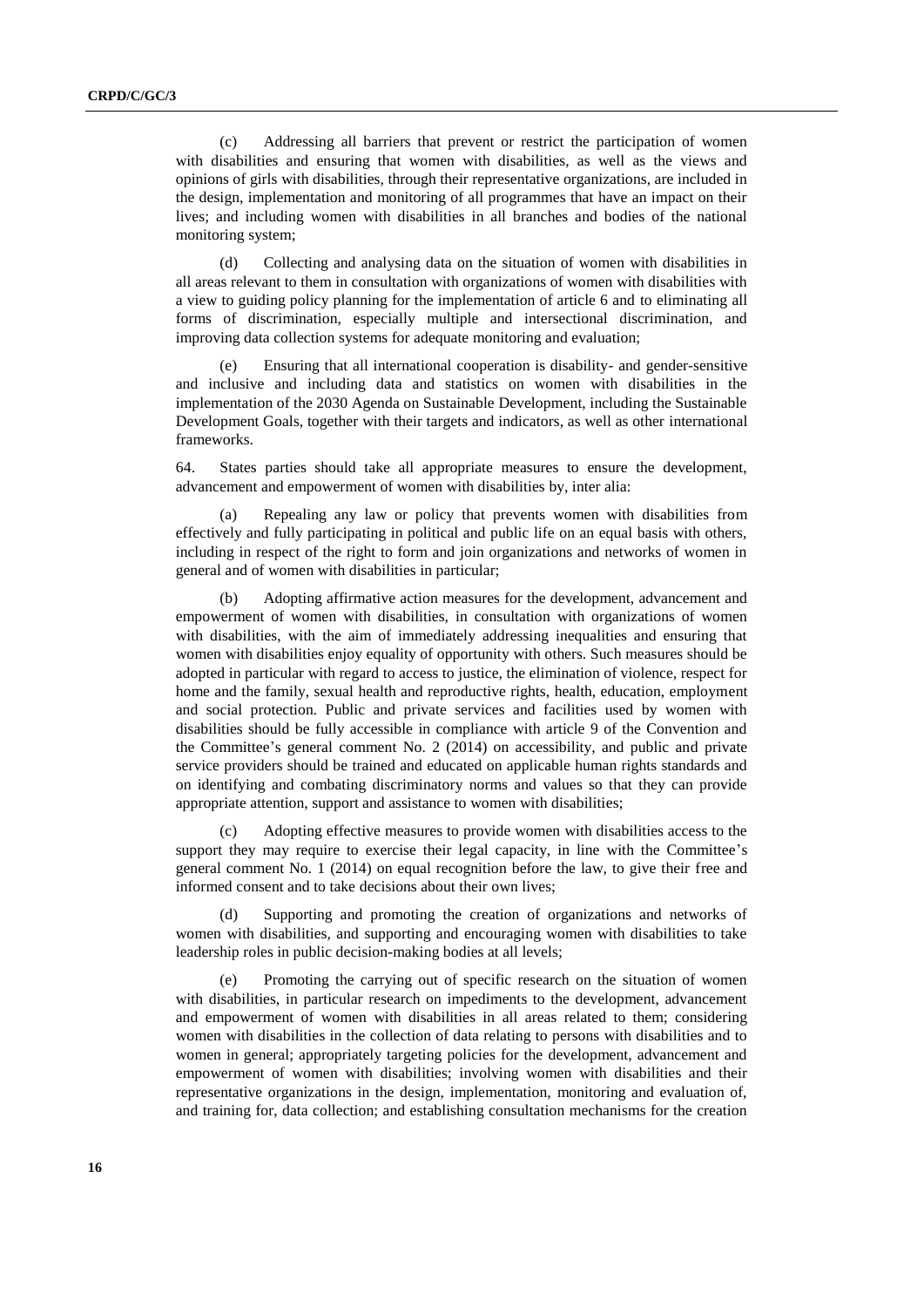(c) Addressing all barriers that prevent or restrict the participation of women with disabilities and ensuring that women with disabilities, as well as the views and opinions of girls with disabilities, through their representative organizations, are included in the design, implementation and monitoring of all programmes that have an impact on their lives; and including women with disabilities in all branches and bodies of the national monitoring system;

(d) Collecting and analysing data on the situation of women with disabilities in all areas relevant to them in consultation with organizations of women with disabilities with a view to guiding policy planning for the implementation of article 6 and to eliminating all forms of discrimination, especially multiple and intersectional discrimination, and improving data collection systems for adequate monitoring and evaluation;

(e) Ensuring that all international cooperation is disability- and gender-sensitive and inclusive and including data and statistics on women with disabilities in the implementation of the 2030 Agenda on Sustainable Development, including the Sustainable Development Goals, together with their targets and indicators, as well as other international frameworks.

64. States parties should take all appropriate measures to ensure the development, advancement and empowerment of women with disabilities by, inter alia:

(a) Repealing any law or policy that prevents women with disabilities from effectively and fully participating in political and public life on an equal basis with others, including in respect of the right to form and join organizations and networks of women in general and of women with disabilities in particular;

(b) Adopting affirmative action measures for the development, advancement and empowerment of women with disabilities, in consultation with organizations of women with disabilities, with the aim of immediately addressing inequalities and ensuring that women with disabilities enjoy equality of opportunity with others. Such measures should be adopted in particular with regard to access to justice, the elimination of violence, respect for home and the family, sexual health and reproductive rights, health, education, employment and social protection. Public and private services and facilities used by women with disabilities should be fully accessible in compliance with article 9 of the Convention and the Committee's general comment No. 2 (2014) on accessibility, and public and private service providers should be trained and educated on applicable human rights standards and on identifying and combating discriminatory norms and values so that they can provide appropriate attention, support and assistance to women with disabilities;

(c) Adopting effective measures to provide women with disabilities access to the support they may require to exercise their legal capacity, in line with the Committee's general comment No. 1 (2014) on equal recognition before the law, to give their free and informed consent and to take decisions about their own lives;

(d) Supporting and promoting the creation of organizations and networks of women with disabilities, and supporting and encouraging women with disabilities to take leadership roles in public decision-making bodies at all levels;

(e) Promoting the carrying out of specific research on the situation of women with disabilities, in particular research on impediments to the development, advancement and empowerment of women with disabilities in all areas related to them; considering women with disabilities in the collection of data relating to persons with disabilities and to women in general; appropriately targeting policies for the development, advancement and empowerment of women with disabilities; involving women with disabilities and their representative organizations in the design, implementation, monitoring and evaluation of, and training for, data collection; and establishing consultation mechanisms for the creation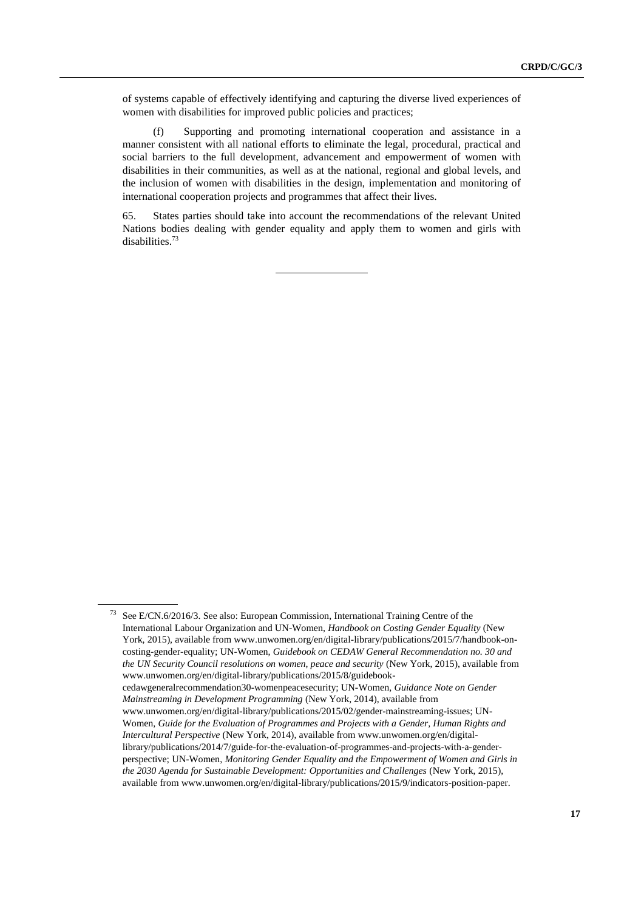of systems capable of effectively identifying and capturing the diverse lived experiences of women with disabilities for improved public policies and practices;

(f) Supporting and promoting international cooperation and assistance in a manner consistent with all national efforts to eliminate the legal, procedural, practical and social barriers to the full development, advancement and empowerment of women with disabilities in their communities, as well as at the national, regional and global levels, and the inclusion of women with disabilities in the design, implementation and monitoring of international cooperation projects and programmes that affect their lives.

65. States parties should take into account the recommendations of the relevant United Nations bodies dealing with gender equality and apply them to women and girls with disabilities.[73]

---

[73] See E/CN.6/2016/3. See also: European Commission, International Training Centre of the International Labour Organization and UN-Women, *Handbook on Costing Gender Equality* (New York, 2015), available from www.unwomen.org/en/digital-library/publications/2015/7/handbook-on-costing-gender-equality; UN-Women, *Guidebook on CEDAW General Recommendation no. 30 and the UN Security Council resolutions on women, peace and security* (New York, 2015), available from www.unwomen.org/en/digital-library/publications/2015/8/guidebook-cedawgeneralrecommendation30-womenpeacesecurity; UN-Women, *Guidance Note on Gender Mainstreaming in Development Programming* (New York, 2014), available from www.unwomen.org/en/digital-library/publications/2015/02/gender-mainstreaming-issues; UN-Women, *Guide for the Evaluation of Programmes and Projects with a Gender, Human Rights and Intercultural Perspective* (New York, 2014), available from www.unwomen.org/en/digital-library/publications/2014/7/guide-for-the-evaluation-of-programmes-and-projects-with-a-gender-perspective; UN-Women, *Monitoring Gender Equality and the Empowerment of Women and Girls in the 2030 Agenda for Sustainable Development: Opportunities and Challenges* (New York, 2015), available from www.unwomen.org/en/digital-library/publications/2015/9/indicators-position-paper.